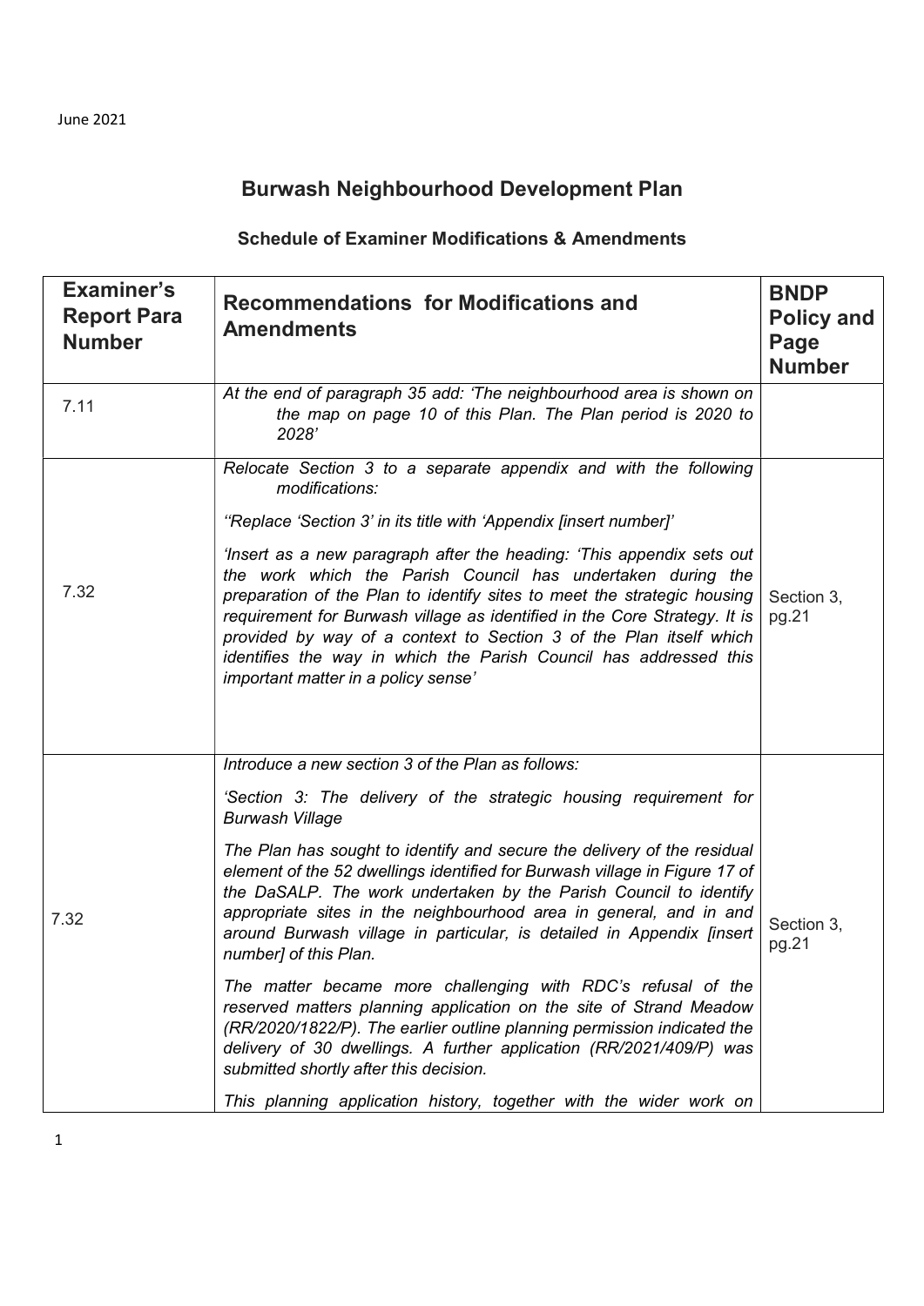June 2021

# Burwash Neighbourhood Development Plan

## Schedule of Examiner Modifications & Amendments

| Examiner's Report Para Number | Recommendations for Modifications and Amendments | BNDP Policy and Page Number |
|---|---|---|
| 7.11 | *At the end of paragraph 35 add: 'The neighbourhood area is shown on the map on page 10 of this Plan. The Plan period is 2020 to 2028'* | |
| 7.32 | *Relocate Section 3 to a separate appendix and with the following modifications:*<br><br>*''Replace 'Section 3' in its title with 'Appendix [insert number]'*<br><br>*'Insert as a new paragraph after the heading: 'This appendix sets out the work which the Parish Council has undertaken during the preparation of the Plan to identify sites to meet the strategic housing requirement for Burwash village as identified in the Core Strategy. It is provided by way of a context to Section 3 of the Plan itself which identifies the way in which the Parish Council has addressed this important matter in a policy sense'* | Section 3, pg.21 |
| 7.32 | *Introduce a new section 3 of the Plan as follows:*<br><br>*'Section 3: The delivery of the strategic housing requirement for Burwash Village*<br><br>*The Plan has sought to identify and secure the delivery of the residual element of the 52 dwellings identified for Burwash village in Figure 17 of the DaSALP. The work undertaken by the Parish Council to identify appropriate sites in the neighbourhood area in general, and in and around Burwash village in particular, is detailed in Appendix [insert number] of this Plan.*<br><br>*The matter became more challenging with RDC's refusal of the reserved matters planning application on the site of Strand Meadow (RR/2020/1822/P). The earlier outline planning permission indicated the delivery of 30 dwellings. A further application (RR/2021/409/P) was submitted shortly after this decision.*<br><br>*This planning application history, together with the wider work on* | Section 3, pg.21 |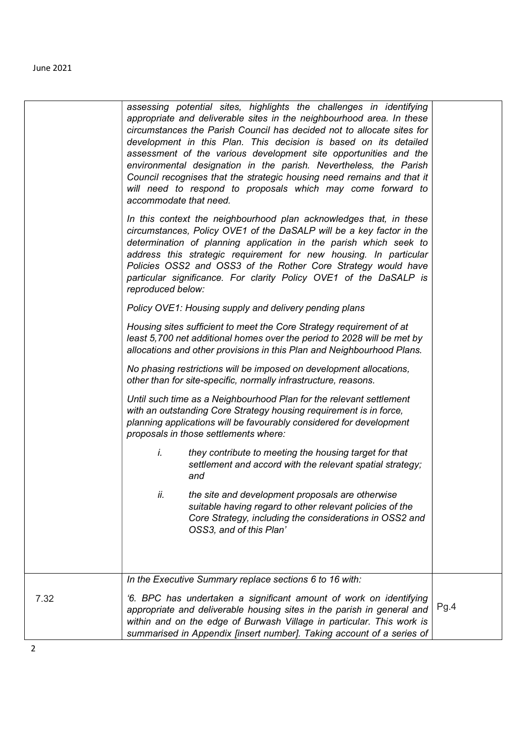| | | |
|---|---|---|
| | *assessing potential sites, highlights the challenges in identifying appropriate and deliverable sites in the neighbourhood area. In these circumstances the Parish Council has decided not to allocate sites for development in this Plan. This decision is based on its detailed assessment of the various development site opportunities and the environmental designation in the parish. Nevertheless, the Parish Council recognises that the strategic housing need remains and that it will need to respond to proposals which may come forward to accommodate that need.*<br><br>*In this context the neighbourhood plan acknowledges that, in these circumstances, Policy OVE1 of the DaSALP will be a key factor in the determination of planning application in the parish which seek to address this strategic requirement for new housing. In particular Policies OSS2 and OSS3 of the Rother Core Strategy would have particular significance. For clarity Policy OVE1 of the DaSALP is reproduced below:*<br><br>*Policy OVE1: Housing supply and delivery pending plans*<br><br>*Housing sites sufficient to meet the Core Strategy requirement of at least 5,700 net additional homes over the period to 2028 will be met by allocations and other provisions in this Plan and Neighbourhood Plans.*<br><br>*No phasing restrictions will be imposed on development allocations, other than for site-specific, normally infrastructure, reasons.*<br><br>*Until such time as a Neighbourhood Plan for the relevant settlement with an outstanding Core Strategy housing requirement is in force, planning applications will be favourably considered for development proposals in those settlements where:*<br><br>*i. they contribute to meeting the housing target for that settlement and accord with the relevant spatial strategy; and*<br><br>*ii. the site and development proposals are otherwise suitable having regard to other relevant policies of the Core Strategy, including the considerations in OSS2 and OSS3, and of this Plan'* | |
| 7.32 | *In the Executive Summary replace sections 6 to 16 with:*<br><br>*'6. BPC has undertaken a significant amount of work on identifying appropriate and deliverable housing sites in the parish in general and within and on the edge of Burwash Village in particular. This work is summarised in Appendix [insert number]. Taking account of a series of* | Pg.4 |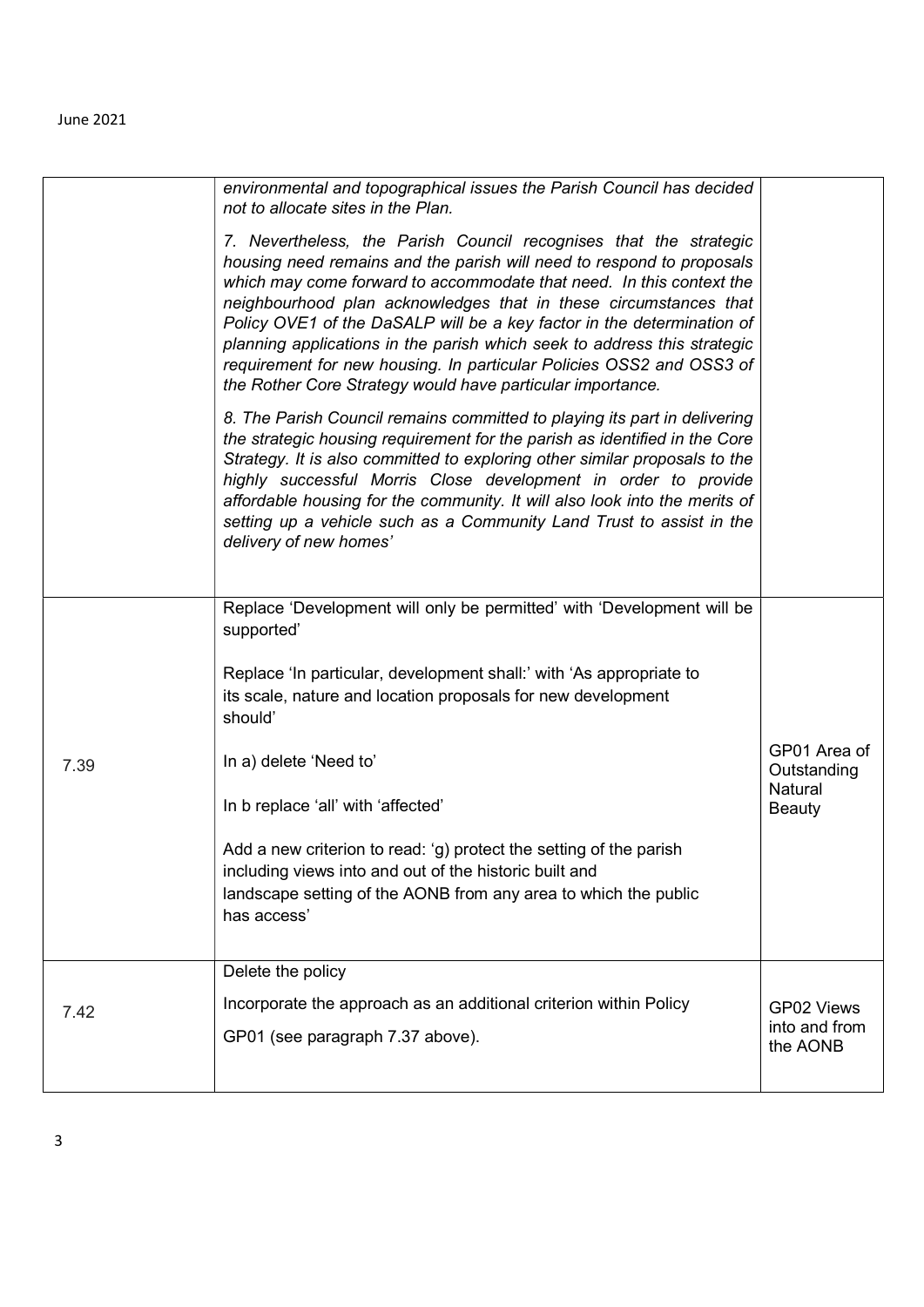| | | |
|---|---|---|
| | *environmental and topographical issues the Parish Council has decided not to allocate sites in the Plan.*<br><br>*7. Nevertheless, the Parish Council recognises that the strategic housing need remains and the parish will need to respond to proposals which may come forward to accommodate that need. In this context the neighbourhood plan acknowledges that in these circumstances that Policy OVE1 of the DaSALP will be a key factor in the determination of planning applications in the parish which seek to address this strategic requirement for new housing. In particular Policies OSS2 and OSS3 of the Rother Core Strategy would have particular importance.*<br><br>*8. The Parish Council remains committed to playing its part in delivering the strategic housing requirement for the parish as identified in the Core Strategy. It is also committed to exploring other similar proposals to the highly successful Morris Close development in order to provide affordable housing for the community. It will also look into the merits of setting up a vehicle such as a Community Land Trust to assist in the delivery of new homes'* | |
| 7.39 | Replace 'Development will only be permitted' with 'Development will be supported'<br><br>Replace 'In particular, development shall:' with 'As appropriate to its scale, nature and location proposals for new development should'<br><br>In a) delete 'Need to'<br><br>In b replace 'all' with 'affected'<br><br>Add a new criterion to read: 'g) protect the setting of the parish including views into and out of the historic built and landscape setting of the AONB from any area to which the public has access' | GP01 Area of Outstanding Natural Beauty |
| 7.42 | Delete the policy<br><br>Incorporate the approach as an additional criterion within Policy GP01 (see paragraph 7.37 above). | GP02 Views into and from the AONB |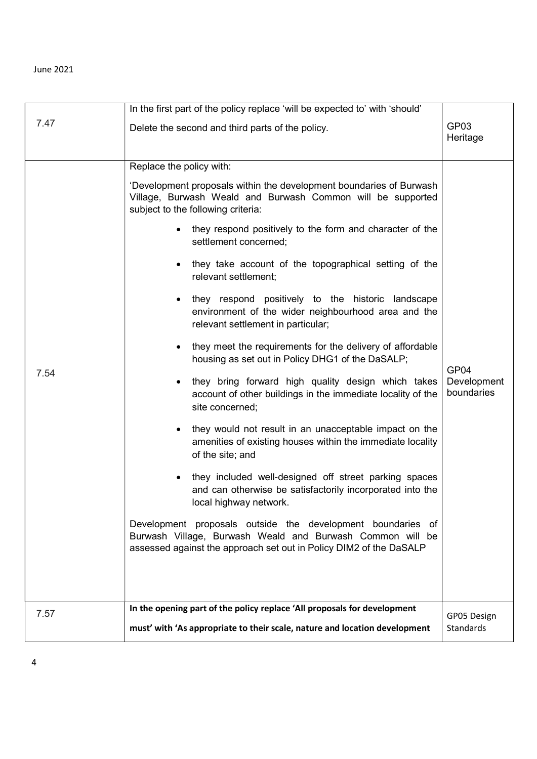| | | |
|---|---|---|
| 7.47 | In the first part of the policy replace 'will be expected to' with 'should'<br><br>Delete the second and third parts of the policy. | GP03 Heritage |
| 7.54 | Replace the policy with:<br><br>'Development proposals within the development boundaries of Burwash Village, Burwash Weald and Burwash Common will be supported subject to the following criteria:<br><br>• they respond positively to the form and character of the settlement concerned;<br><br>• they take account of the topographical setting of the relevant settlement;<br><br>• they respond positively to the historic landscape environment of the wider neighbourhood area and the relevant settlement in particular;<br><br>• they meet the requirements for the delivery of affordable housing as set out in Policy DHG1 of the DaSALP;<br><br>• they bring forward high quality design which takes account of other buildings in the immediate locality of the site concerned;<br><br>• they would not result in an unacceptable impact on the amenities of existing houses within the immediate locality of the site; and<br><br>• they included well-designed off street parking spaces and can otherwise be satisfactorily incorporated into the local highway network.<br><br>Development proposals outside the development boundaries of Burwash Village, Burwash Weald and Burwash Common will be assessed against the approach set out in Policy DIM2 of the DaSALP | GP04 Development boundaries |
| 7.57 | **In the opening part of the policy replace 'All proposals for development must' with 'As appropriate to their scale, nature and location development** | GP05 Design Standards |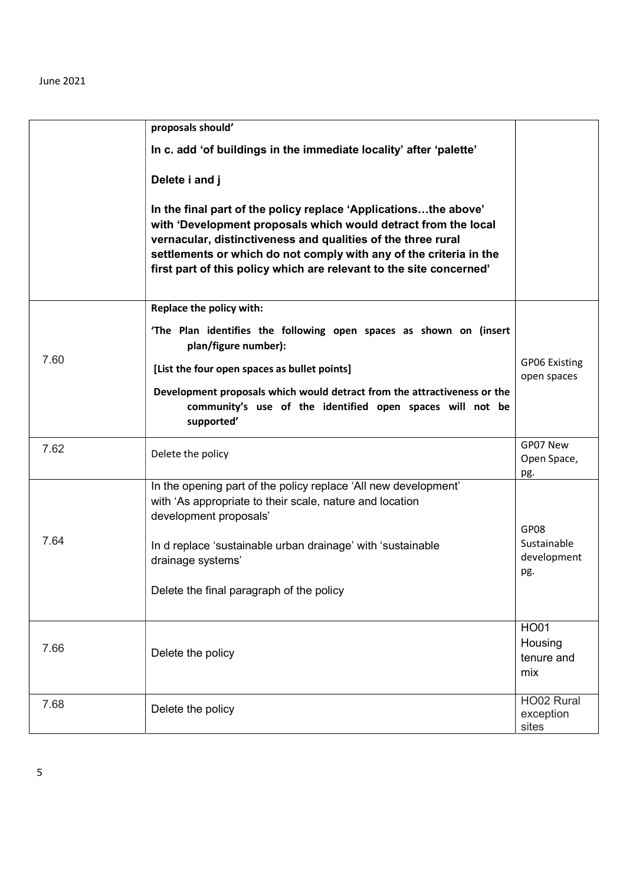| | | |
|---|---|---|
| | **proposals should'**<br><br>**In c. add 'of buildings in the immediate locality' after 'palette'**<br><br>**Delete i and j**<br><br>**In the final part of the policy replace 'Applications…the above' with 'Development proposals which would detract from the local vernacular, distinctiveness and qualities of the three rural settlements or which do not comply with any of the criteria in the first part of this policy which are relevant to the site concerned'** | |
| 7.60 | **Replace the policy with:**<br><br>**'The Plan identifies the following open spaces as shown on (insert plan/figure number):**<br><br>**[List the four open spaces as bullet points]**<br><br>**Development proposals which would detract from the attractiveness or the community's use of the identified open spaces will not be supported'** | GP06 Existing open spaces |
| 7.62 | Delete the policy | GP07 New Open Space, pg. |
| 7.64 | In the opening part of the policy replace 'All new development' with 'As appropriate to their scale, nature and location development proposals'<br><br>In d replace 'sustainable urban drainage' with 'sustainable drainage systems'<br><br>Delete the final paragraph of the policy | GP08 Sustainable development pg. |
| 7.66 | Delete the policy | HO01 Housing tenure and mix |
| 7.68 | Delete the policy | HO02 Rural exception sites |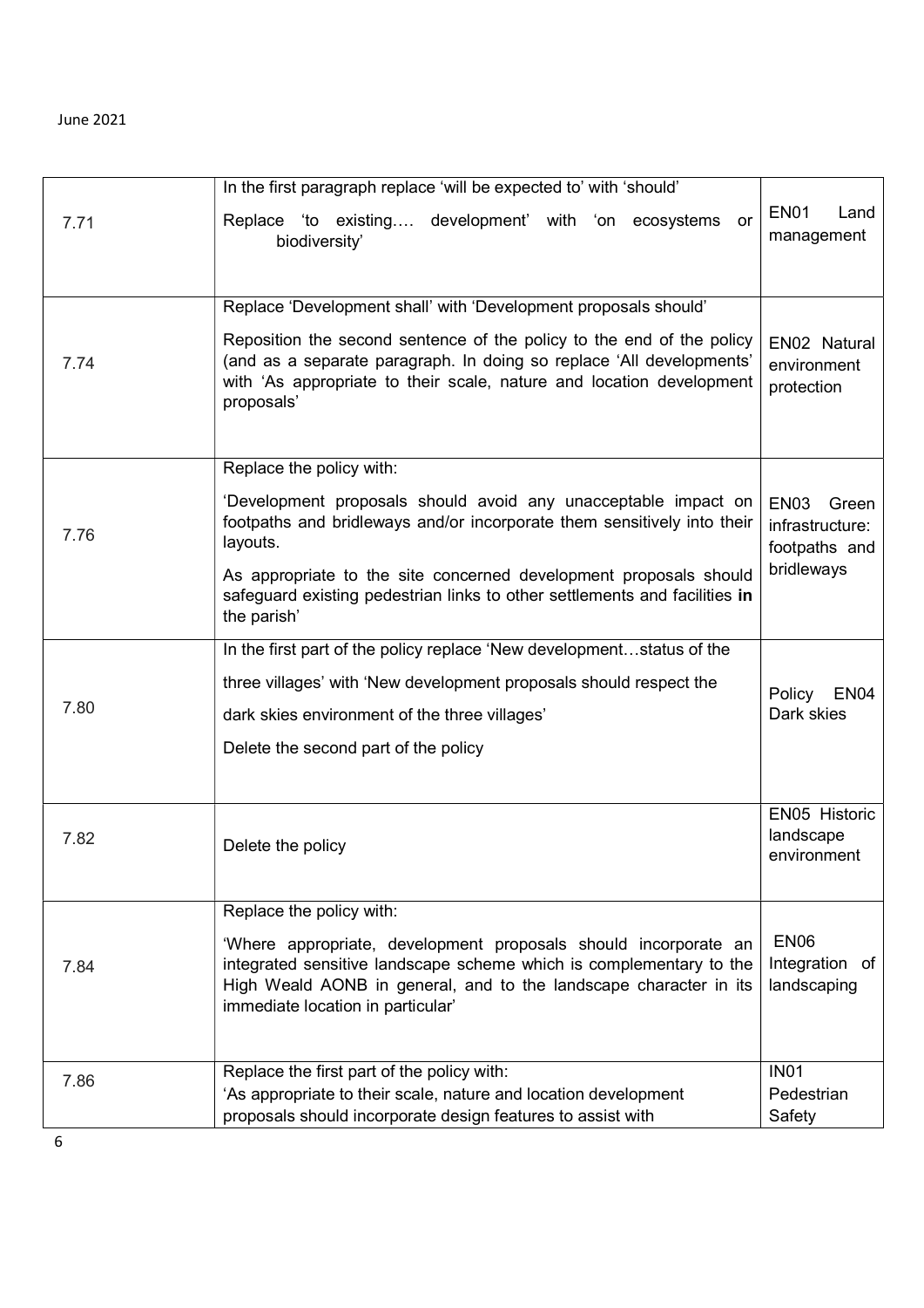| | | |
|---|---|---|
| 7.71 | In the first paragraph replace 'will be expected to' with 'should'<br><br>Replace 'to existing…. development' with 'on ecosystems or biodiversity' | EN01 Land management |
| 7.74 | Replace 'Development shall' with 'Development proposals should'<br><br>Reposition the second sentence of the policy to the end of the policy (and as a separate paragraph. In doing so replace 'All developments' with 'As appropriate to their scale, nature and location development proposals' | EN02 Natural environment protection |
| 7.76 | Replace the policy with:<br><br>'Development proposals should avoid any unacceptable impact on footpaths and bridleways and/or incorporate them sensitively into their layouts.<br><br>As appropriate to the site concerned development proposals should safeguard existing pedestrian links to other settlements and facilities **in** the parish' | EN03 Green infrastructure: footpaths and bridleways |
| 7.80 | In the first part of the policy replace 'New development…status of the three villages' with 'New development proposals should respect the dark skies environment of the three villages'<br><br>Delete the second part of the policy | Policy EN04 Dark skies |
| 7.82 | Delete the policy | EN05 Historic landscape environment |
| 7.84 | Replace the policy with:<br><br>'Where appropriate, development proposals should incorporate an integrated sensitive landscape scheme which is complementary to the High Weald AONB in general, and to the landscape character in its immediate location in particular' | EN06 Integration of landscaping |
| 7.86 | Replace the first part of the policy with:<br>'As appropriate to their scale, nature and location development proposals should incorporate design features to assist with | IN01 Pedestrian Safety |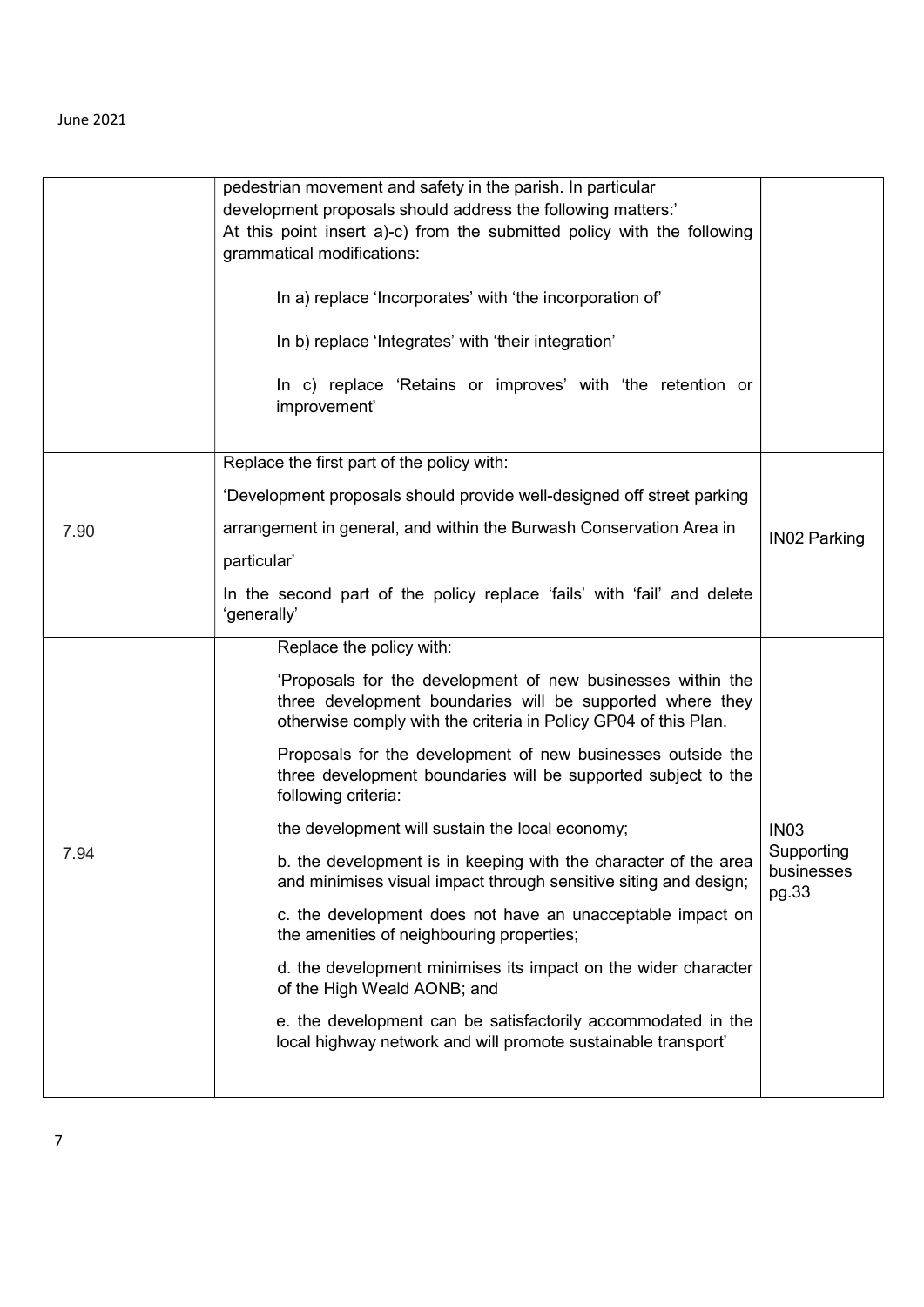| | | |
|---|---|---|
| | pedestrian movement and safety in the parish. In particular development proposals should address the following matters:'<br>At this point insert a)-c) from the submitted policy with the following grammatical modifications:<br><br>In a) replace 'Incorporates' with 'the incorporation of'<br><br>In b) replace 'Integrates' with 'their integration'<br><br>In c) replace 'Retains or improves' with 'the retention or improvement' | |
| 7.90 | Replace the first part of the policy with:<br>'Development proposals should provide well-designed off street parking arrangement in general, and within the Burwash Conservation Area in particular'<br>In the second part of the policy replace 'fails' with 'fail' and delete 'generally' | IN02 Parking |
| 7.94 | Replace the policy with:<br>'Proposals for the development of new businesses within the three development boundaries will be supported where they otherwise comply with the criteria in Policy GP04 of this Plan.<br>Proposals for the development of new businesses outside the three development boundaries will be supported subject to the following criteria:<br>the development will sustain the local economy;<br>b. the development is in keeping with the character of the area and minimises visual impact through sensitive siting and design;<br>c. the development does not have an unacceptable impact on the amenities of neighbouring properties;<br>d. the development minimises its impact on the wider character of the High Weald AONB; and<br>e. the development can be satisfactorily accommodated in the local highway network and will promote sustainable transport' | IN03 Supporting businesses pg.33 |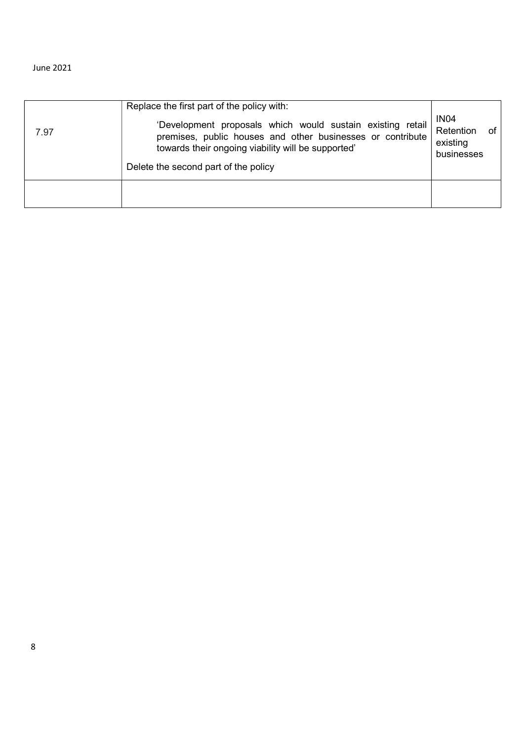| | | |
|---|---|---|
| 7.97 | Replace the first part of the policy with:<br><br>'Development proposals which would sustain existing retail premises, public houses and other businesses or contribute towards their ongoing viability will be supported'<br><br>Delete the second part of the policy | IN04 Retention of existing businesses |
| | | |